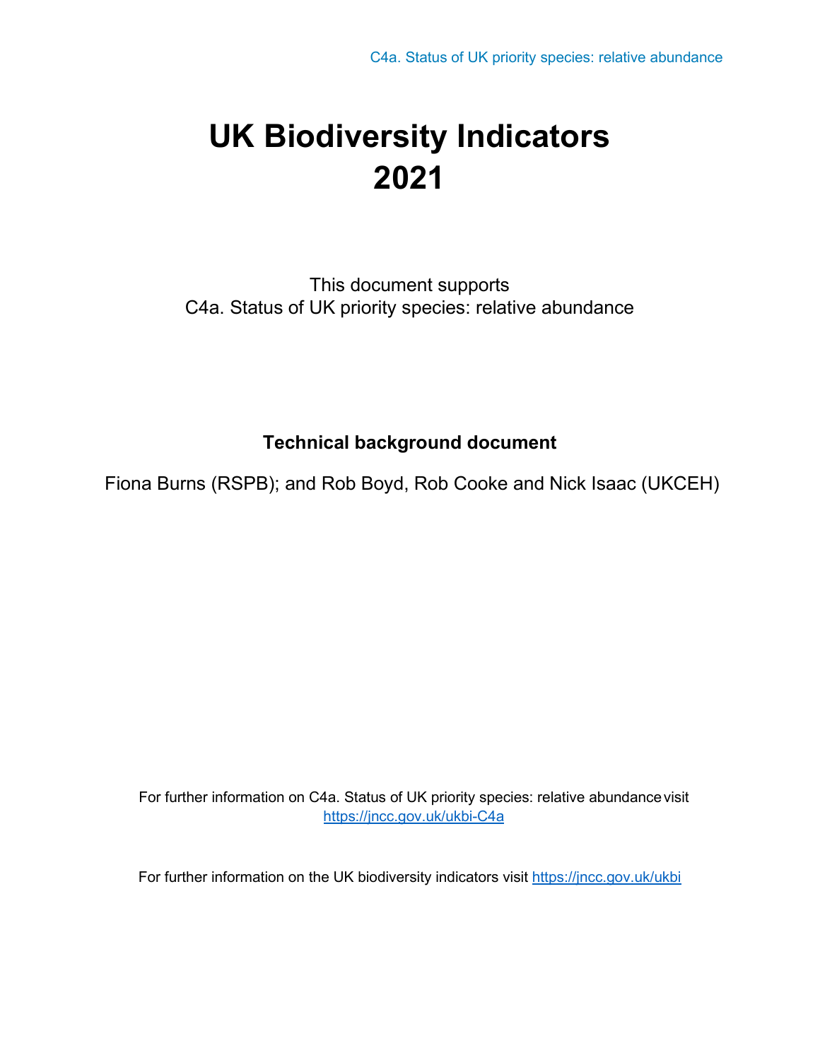# UK Biodiversity Indicators 2021

This document supports
C4a. Status of UK priority species: relative abundance

**Technical background document**

Fiona Burns (RSPB); and Rob Boyd, Rob Cooke and Nick Isaac (UKCEH)

For further information on C4a. Status of UK priority species: relative abundance visit https://jncc.gov.uk/ukbi-C4a

For further information on the UK biodiversity indicators visit https://jncc.gov.uk/ukbi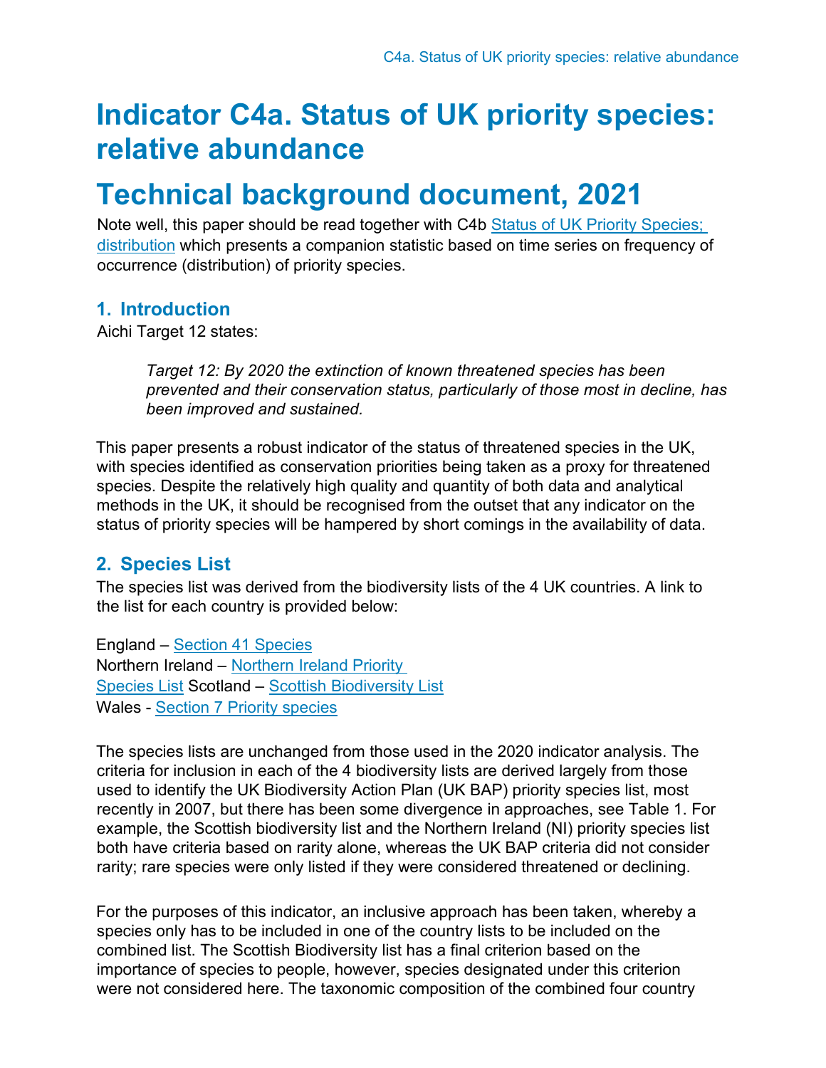# Indicator C4a. Status of UK priority species: relative abundance

# Technical background document, 2021

Note well, this paper should be read together with C4b Status of UK Priority Species; distribution which presents a companion statistic based on time series on frequency of occurrence (distribution) of priority species.

## 1. Introduction

Aichi Target 12 states:

> *Target 12: By 2020 the extinction of known threatened species has been prevented and their conservation status, particularly of those most in decline, has been improved and sustained.*

This paper presents a robust indicator of the status of threatened species in the UK, with species identified as conservation priorities being taken as a proxy for threatened species. Despite the relatively high quality and quantity of both data and analytical methods in the UK, it should be recognised from the outset that any indicator on the status of priority species will be hampered by short comings in the availability of data.

## 2. Species List

The species list was derived from the biodiversity lists of the 4 UK countries. A link to the list for each country is provided below:

England – Section 41 Species
Northern Ireland – Northern Ireland Priority Species List
Scotland – Scottish Biodiversity List
Wales - Section 7 Priority species

The species lists are unchanged from those used in the 2020 indicator analysis. The criteria for inclusion in each of the 4 biodiversity lists are derived largely from those used to identify the UK Biodiversity Action Plan (UK BAP) priority species list, most recently in 2007, but there has been some divergence in approaches, see Table 1. For example, the Scottish biodiversity list and the Northern Ireland (NI) priority species list both have criteria based on rarity alone, whereas the UK BAP criteria did not consider rarity; rare species were only listed if they were considered threatened or declining.

For the purposes of this indicator, an inclusive approach has been taken, whereby a species only has to be included in one of the country lists to be included on the combined list. The Scottish Biodiversity list has a final criterion based on the importance of species to people, however, species designated under this criterion were not considered here. The taxonomic composition of the combined four country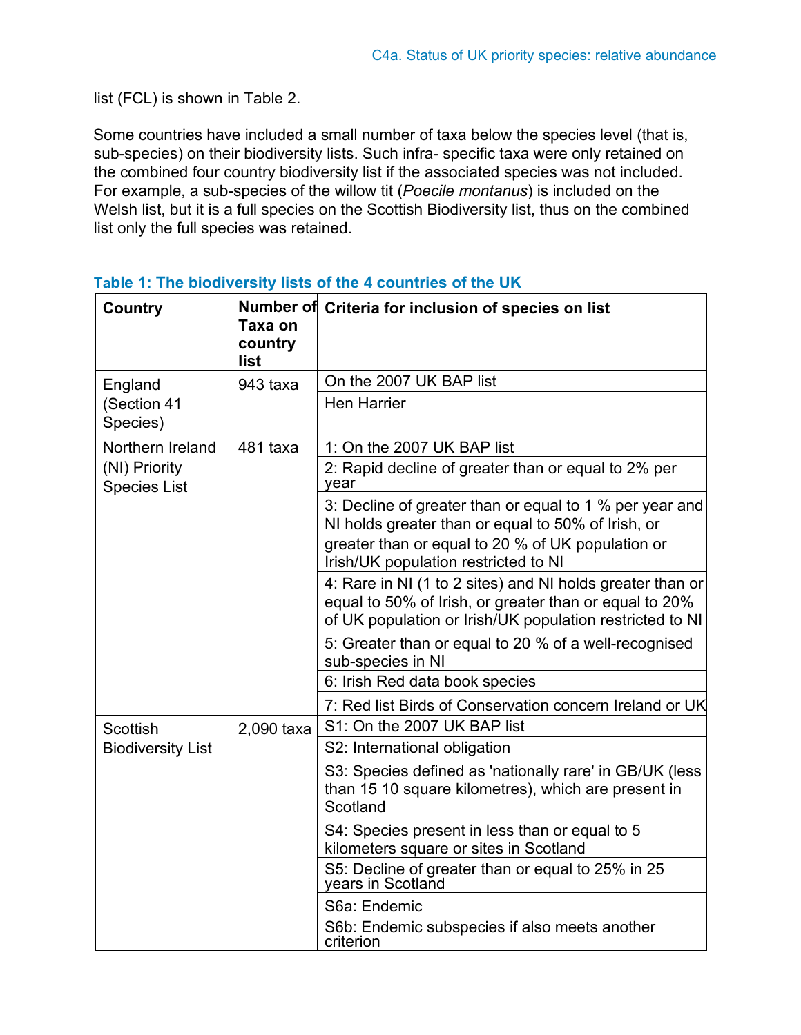list (FCL) is shown in Table 2.

Some countries have included a small number of taxa below the species level (that is, sub-species) on their biodiversity lists. Such infra- specific taxa were only retained on the combined four country biodiversity list if the associated species was not included. For example, a sub-species of the willow tit (*Poecile montanus*) is included on the Welsh list, but it is a full species on the Scottish Biodiversity list, thus on the combined list only the full species was retained.

**Table 1: The biodiversity lists of the 4 countries of the UK**

| Country | Number of Taxa on country list | Criteria for inclusion of species on list |
|---|---|---|
| England (Section 41 Species) | 943 taxa | On the 2007 UK BAP list |
| | | Hen Harrier |
| Northern Ireland (NI) Priority Species List | 481 taxa | 1: On the 2007 UK BAP list |
| | | 2: Rapid decline of greater than or equal to 2% per year |
| | | 3: Decline of greater than or equal to 1 % per year and NI holds greater than or equal to 50% of Irish, or greater than or equal to 20 % of UK population or Irish/UK population restricted to NI |
| | | 4: Rare in NI (1 to 2 sites) and NI holds greater than or equal to 50% of Irish, or greater than or equal to 20% of UK population or Irish/UK population restricted to NI |
| | | 5: Greater than or equal to 20 % of a well-recognised sub-species in NI |
| | | 6: Irish Red data book species |
| | | 7: Red list Birds of Conservation concern Ireland or UK |
| Scottish Biodiversity List | 2,090 taxa | S1: On the 2007 UK BAP list |
| | | S2: International obligation |
| | | S3: Species defined as 'nationally rare' in GB/UK (less than 15 10 square kilometres), which are present in Scotland |
| | | S4: Species present in less than or equal to 5 kilometers square or sites in Scotland |
| | | S5: Decline of greater than or equal to 25% in 25 years in Scotland |
| | | S6a: Endemic |
| | | S6b: Endemic subspecies if also meets another criterion |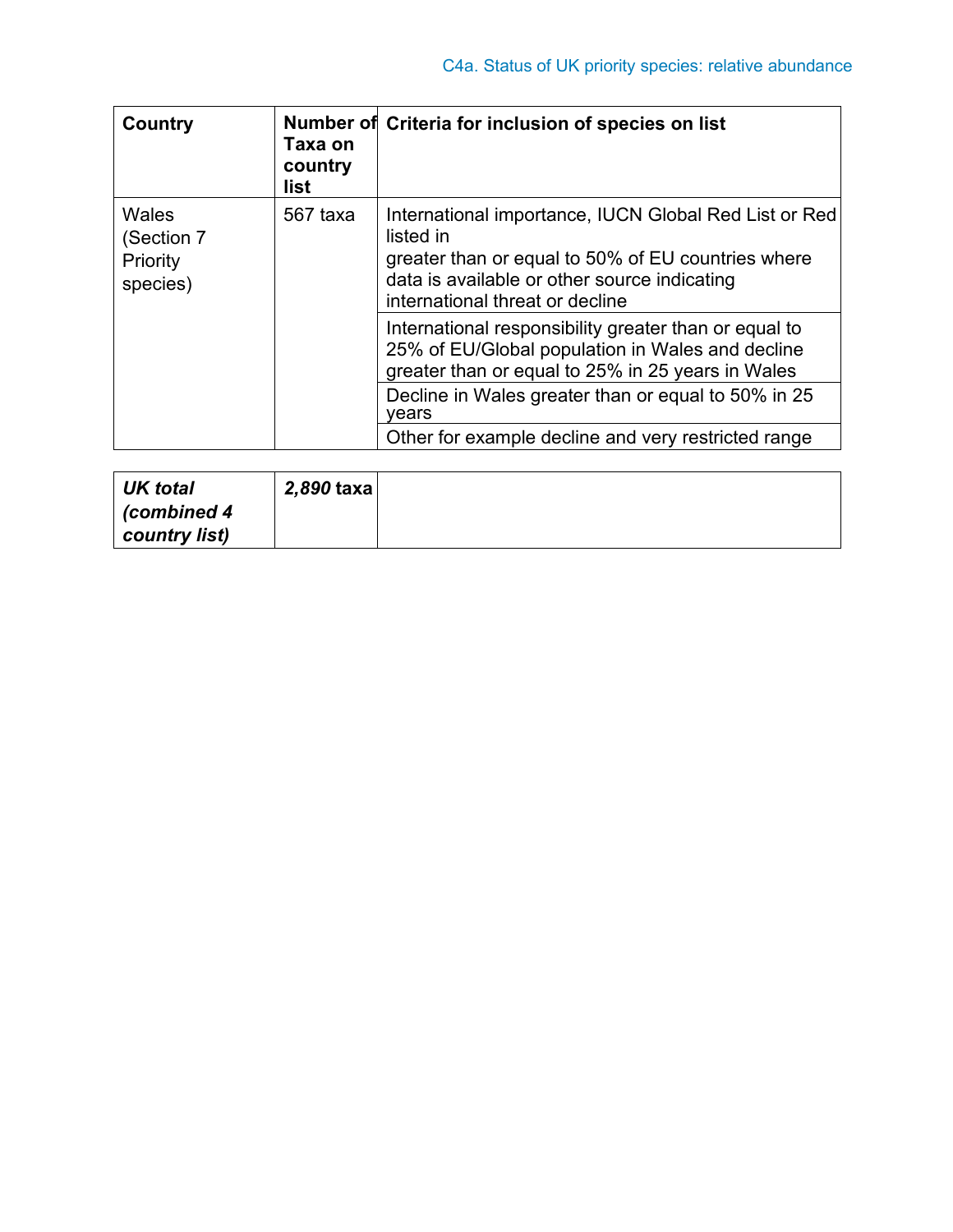| Country | Number of Taxa on country list | Criteria for inclusion of species on list |
|---|---|---|
| Wales (Section 7 Priority species) | 567 taxa | International importance, IUCN Global Red List or Red listed in greater than or equal to 50% of EU countries where data is available or other source indicating international threat or decline |
| | | International responsibility greater than or equal to 25% of EU/Global population in Wales and decline greater than or equal to 25% in 25 years in Wales |
| | | Decline in Wales greater than or equal to 50% in 25 years |
| | | Other for example decline and very restricted range |

| | | |
|---|---|---|
| ***UK total (combined 4 country list)*** | ***2,890* taxa** | |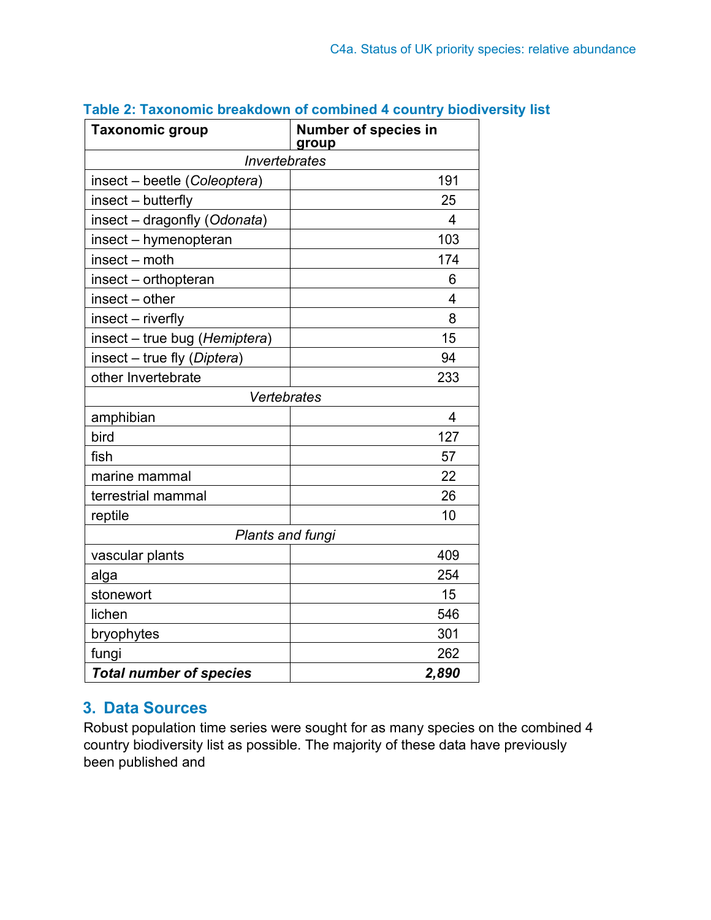**Table 2: Taxonomic breakdown of combined 4 country biodiversity list**

| Taxonomic group | Number of species in group |
|---|---|
| *Invertebrates* | |
| insect – beetle (*Coleoptera*) | 191 |
| insect – butterfly | 25 |
| insect – dragonfly (*Odonata*) | 4 |
| insect – hymenopteran | 103 |
| insect – moth | 174 |
| insect – orthopteran | 6 |
| insect – other | 4 |
| insect – riverfly | 8 |
| insect – true bug (*Hemiptera*) | 15 |
| insect – true fly (*Diptera*) | 94 |
| other Invertebrate | 233 |
| *Vertebrates* | |
| amphibian | 4 |
| bird | 127 |
| fish | 57 |
| marine mammal | 22 |
| terrestrial mammal | 26 |
| reptile | 10 |
| *Plants and fungi* | |
| vascular plants | 409 |
| alga | 254 |
| stonewort | 15 |
| lichen | 546 |
| bryophytes | 301 |
| fungi | 262 |
| ***Total number of species*** | ***2,890*** |

## 3. Data Sources

Robust population time series were sought for as many species on the combined 4 country biodiversity list as possible. The majority of these data have previously been published and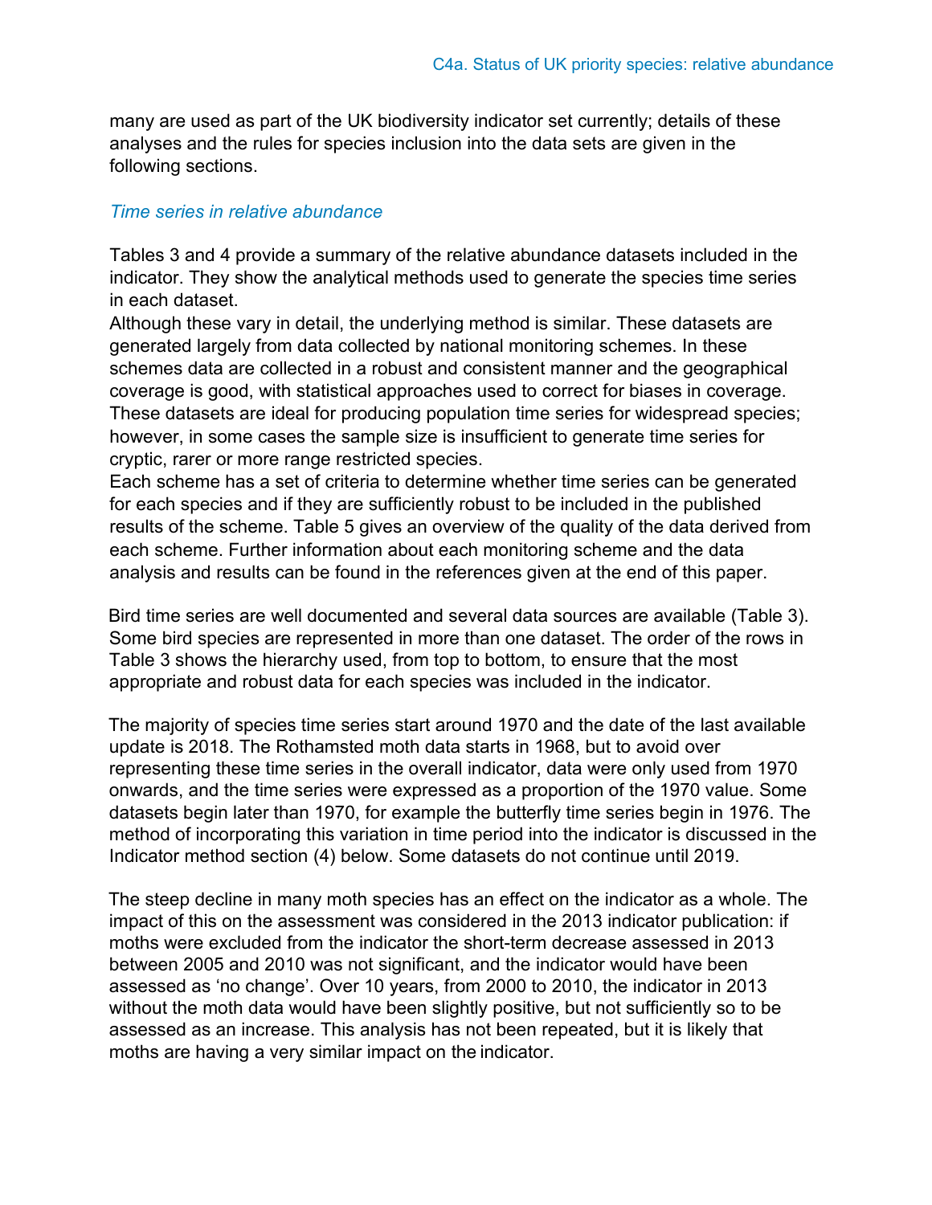many are used as part of the UK biodiversity indicator set currently; details of these analyses and the rules for species inclusion into the data sets are given in the following sections.

### *Time series in relative abundance*

Tables 3 and 4 provide a summary of the relative abundance datasets included in the indicator. They show the analytical methods used to generate the species time series in each dataset.

Although these vary in detail, the underlying method is similar. These datasets are generated largely from data collected by national monitoring schemes. In these schemes data are collected in a robust and consistent manner and the geographical coverage is good, with statistical approaches used to correct for biases in coverage. These datasets are ideal for producing population time series for widespread species; however, in some cases the sample size is insufficient to generate time series for cryptic, rarer or more range restricted species.

Each scheme has a set of criteria to determine whether time series can be generated for each species and if they are sufficiently robust to be included in the published results of the scheme. Table 5 gives an overview of the quality of the data derived from each scheme. Further information about each monitoring scheme and the data analysis and results can be found in the references given at the end of this paper.

Bird time series are well documented and several data sources are available (Table 3). Some bird species are represented in more than one dataset. The order of the rows in Table 3 shows the hierarchy used, from top to bottom, to ensure that the most appropriate and robust data for each species was included in the indicator.

The majority of species time series start around 1970 and the date of the last available update is 2018. The Rothamsted moth data starts in 1968, but to avoid over representing these time series in the overall indicator, data were only used from 1970 onwards, and the time series were expressed as a proportion of the 1970 value. Some datasets begin later than 1970, for example the butterfly time series begin in 1976. The method of incorporating this variation in time period into the indicator is discussed in the Indicator method section (4) below. Some datasets do not continue until 2019.

The steep decline in many moth species has an effect on the indicator as a whole. The impact of this on the assessment was considered in the 2013 indicator publication: if moths were excluded from the indicator the short-term decrease assessed in 2013 between 2005 and 2010 was not significant, and the indicator would have been assessed as 'no change'. Over 10 years, from 2000 to 2010, the indicator in 2013 without the moth data would have been slightly positive, but not sufficiently so to be assessed as an increase. This analysis has not been repeated, but it is likely that moths are having a very similar impact on the indicator.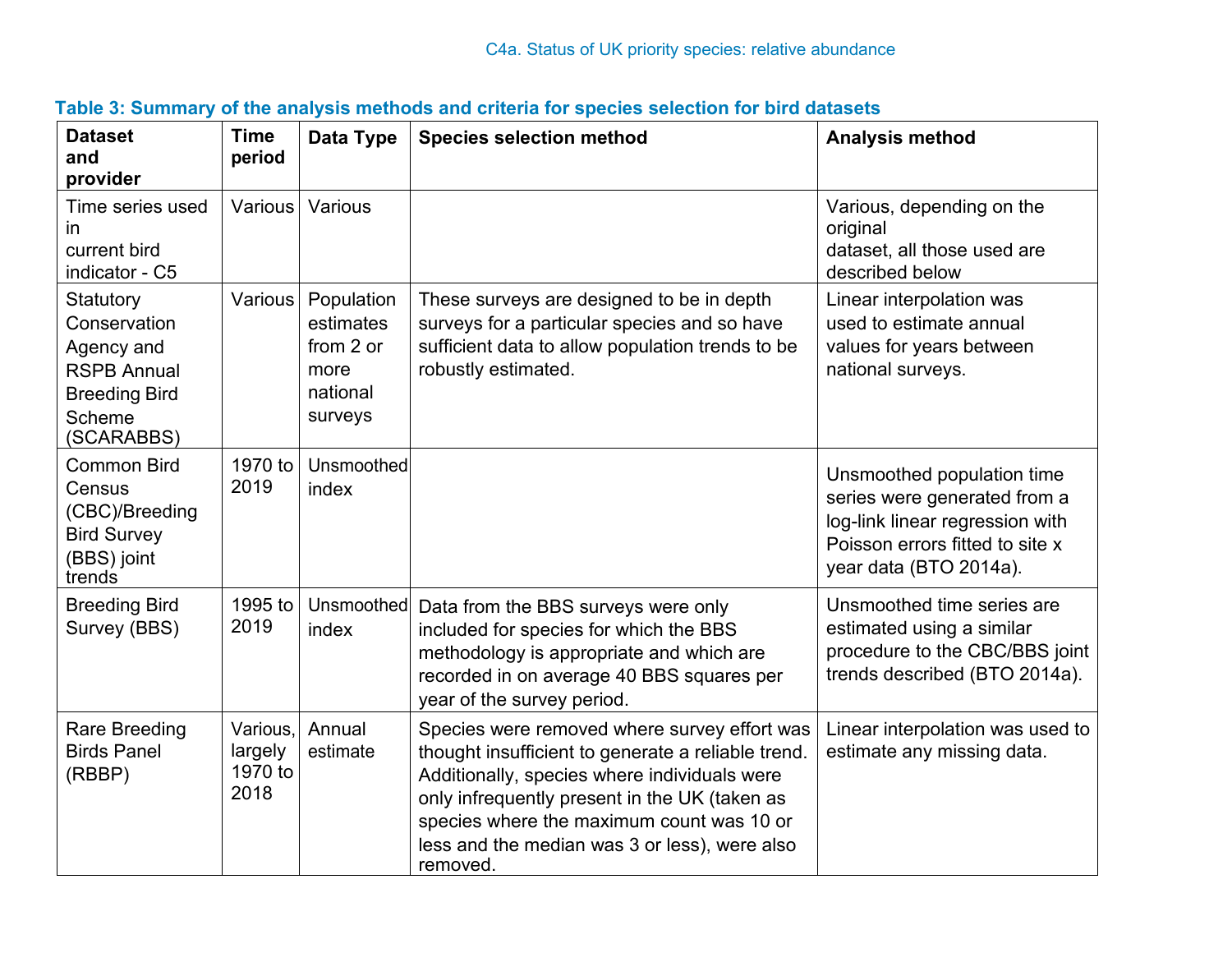### Table 3: Summary of the analysis methods and criteria for species selection for bird datasets

| Dataset and provider | Time period | Data Type | Species selection method | Analysis method |
|---|---|---|---|---|
| Time series used in current bird indicator - C5 | Various | Various | | Various, depending on the original dataset, all those used are described below |
| Statutory Conservation Agency and RSPB Annual Breeding Bird Scheme (SCARABBS) | Various | Population estimates from 2 or more national surveys | These surveys are designed to be in depth surveys for a particular species and so have sufficient data to allow population trends to be robustly estimated. | Linear interpolation was used to estimate annual values for years between national surveys. |
| Common Bird Census (CBC)/Breeding Bird Survey (BBS) joint trends | 1970 to 2019 | Unsmoothed index | | Unsmoothed population time series were generated from a log-link linear regression with Poisson errors fitted to site x year data (BTO 2014a). |
| Breeding Bird Survey (BBS) | 1995 to 2019 | Unsmoothed index | Data from the BBS surveys were only included for species for which the BBS methodology is appropriate and which are recorded in on average 40 BBS squares per year of the survey period. | Unsmoothed time series are estimated using a similar procedure to the CBC/BBS joint trends described (BTO 2014a). |
| Rare Breeding Birds Panel (RBBP) | Various, largely 1970 to 2018 | Annual estimate | Species were removed where survey effort was thought insufficient to generate a reliable trend. Additionally, species where individuals were only infrequently present in the UK (taken as species where the maximum count was 10 or less and the median was 3 or less), were also removed. | Linear interpolation was used to estimate any missing data. |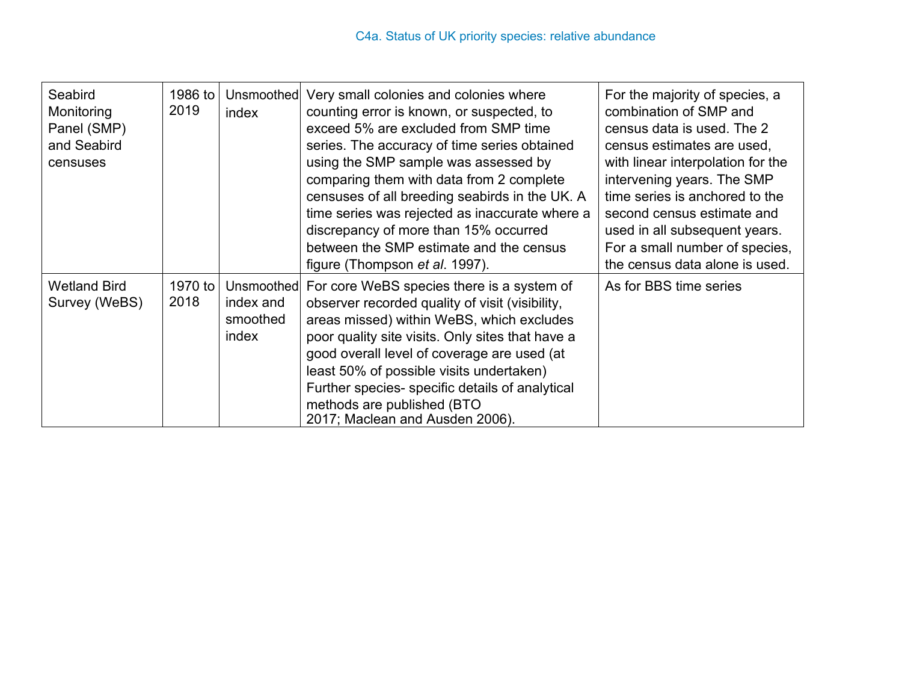| Seabird Monitoring Panel (SMP) and Seabird censuses | 1986 to 2019 | Unsmoothed index | Very small colonies and colonies where counting error is known, or suspected, to exceed 5% are excluded from SMP time series. The accuracy of time series obtained using the SMP sample was assessed by comparing them with data from 2 complete censuses of all breeding seabirds in the UK. A time series was rejected as inaccurate where a discrepancy of more than 15% occurred between the SMP estimate and the census figure (Thompson *et al*. 1997). | For the majority of species, a combination of SMP and census data is used. The 2 census estimates are used, with linear interpolation for the intervening years. The SMP time series is anchored to the second census estimate and used in all subsequent years. For a small number of species, the census data alone is used. |
|---|---|---|---|---|
| Wetland Bird Survey (WeBS) | 1970 to 2018 | Unsmoothed index and smoothed index | For core WeBS species there is a system of observer recorded quality of visit (visibility, areas missed) within WeBS, which excludes poor quality site visits. Only sites that have a good overall level of coverage are used (at least 50% of possible visits undertaken) Further species- specific details of analytical methods are published (BTO 2017; Maclean and Ausden 2006). | As for BBS time series |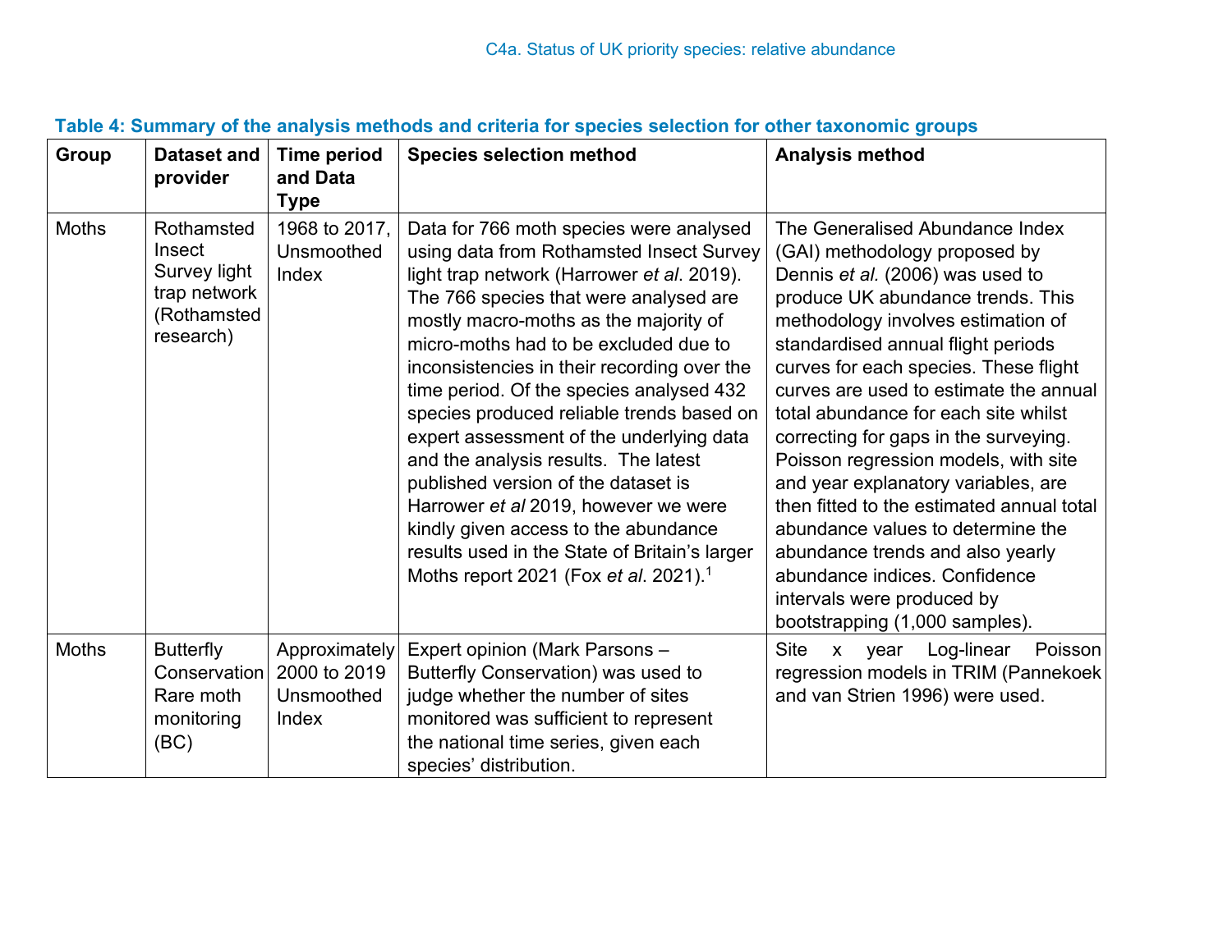**Table 4: Summary of the analysis methods and criteria for species selection for other taxonomic groups**

| Group | Dataset and provider | Time period and Data Type | Species selection method | Analysis method |
| --- | --- | --- | --- | --- |
| Moths | Rothamsted Insect Survey light trap network (Rothamsted research) | 1968 to 2017, Unsmoothed Index | Data for 766 moth species were analysed using data from Rothamsted Insect Survey light trap network (Harrower *et al*. 2019). The 766 species that were analysed are mostly macro-moths as the majority of micro-moths had to be excluded due to inconsistencies in their recording over the time period. Of the species analysed 432 species produced reliable trends based on expert assessment of the underlying data and the analysis results. The latest published version of the dataset is Harrower *et al* 2019, however we were kindly given access to the abundance results used in the State of Britain's larger Moths report 2021 (Fox *et al*. 2021).[1] | The Generalised Abundance Index (GAI) methodology proposed by Dennis *et al.* (2006) was used to produce UK abundance trends. This methodology involves estimation of standardised annual flight periods curves for each species. These flight curves are used to estimate the annual total abundance for each site whilst correcting for gaps in the surveying. Poisson regression models, with site and year explanatory variables, are then fitted to the estimated annual total abundance values to determine the abundance trends and also yearly abundance indices. Confidence intervals were produced by bootstrapping (1,000 samples). |
| Moths | Butterfly Conservation Rare moth monitoring (BC) | Approximately 2000 to 2019 Unsmoothed Index | Expert opinion (Mark Parsons – Butterfly Conservation) was used to judge whether the number of sites monitored was sufficient to represent the national time series, given each species' distribution. | Site x year Log-linear Poisson regression models in TRIM (Pannekoek and van Strien 1996) were used. |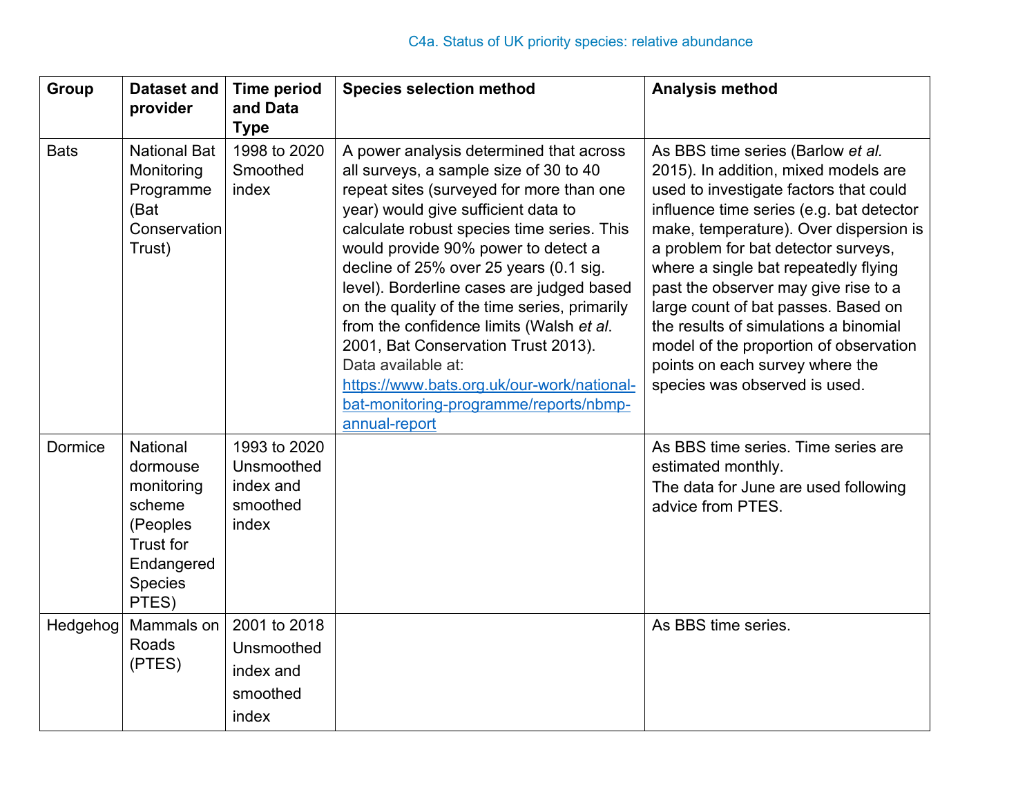| Group | Dataset and provider | Time period and Data Type | Species selection method | Analysis method |
|---|---|---|---|---|
| Bats | National Bat Monitoring Programme (Bat Conservation Trust) | 1998 to 2020 Smoothed index | A power analysis determined that across all surveys, a sample size of 30 to 40 repeat sites (surveyed for more than one year) would give sufficient data to calculate robust species time series. This would provide 90% power to detect a decline of 25% over 25 years (0.1 sig. level). Borderline cases are judged based on the quality of the time series, primarily from the confidence limits (Walsh *et al*. 2001, Bat Conservation Trust 2013). Data available at: [https://www.bats.org.uk/our-work/national-bat-monitoring-programme/reports/nbmp-annual-report](https://www.bats.org.uk/our-work/national-bat-monitoring-programme/reports/nbmp-annual-report) | As BBS time series (Barlow *et al.* 2015). In addition, mixed models are used to investigate factors that could influence time series (e.g. bat detector make, temperature). Over dispersion is a problem for bat detector surveys, where a single bat repeatedly flying past the observer may give rise to a large count of bat passes. Based on the results of simulations a binomial model of the proportion of observation points on each survey where the species was observed is used. |
| Dormice | National dormouse monitoring scheme (Peoples Trust for Endangered Species PTES) | 1993 to 2020 Unsmoothed index and smoothed index | | As BBS time series. Time series are estimated monthly. The data for June are used following advice from PTES. |
| Hedgehog | Mammals on Roads (PTES) | 2001 to 2018 Unsmoothed index and smoothed index | | As BBS time series. |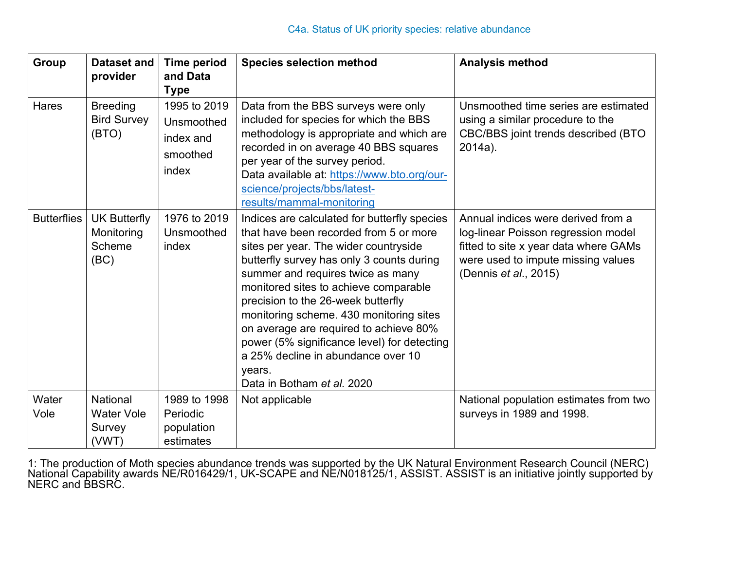| Group | Dataset and provider | Time period and Data Type | Species selection method | Analysis method |
| --- | --- | --- | --- | --- |
| Hares | Breeding Bird Survey (BTO) | 1995 to 2019 Unsmoothed index and smoothed index | Data from the BBS surveys were only included for species for which the BBS methodology is appropriate and which are recorded in on average 40 BBS squares per year of the survey period. Data available at: [https://www.bto.org/our-science/projects/bbs/latest-results/mammal-monitoring](https://www.bto.org/our-science/projects/bbs/latest-results/mammal-monitoring) | Unsmoothed time series are estimated using a similar procedure to the CBC/BBS joint trends described (BTO 2014a). |
| Butterflies | UK Butterfly Monitoring Scheme (BC) | 1976 to 2019 Unsmoothed index | Indices are calculated for butterfly species that have been recorded from 5 or more sites per year. The wider countryside butterfly survey has only 3 counts during summer and requires twice as many monitored sites to achieve comparable precision to the 26-week butterfly monitoring scheme. 430 monitoring sites on average are required to achieve 80% power (5% significance level) for detecting a 25% decline in abundance over 10 years. Data in Botham *et al.* 2020 | Annual indices were derived from a log-linear Poisson regression model fitted to site x year data where GAMs were used to impute missing values (Dennis *et al*., 2015) |
| Water Vole | National Water Vole Survey (VWT) | 1989 to 1998 Periodic population estimates | Not applicable | National population estimates from two surveys in 1989 and 1998. |

1: The production of Moth species abundance trends was supported by the UK Natural Environment Research Council (NERC) National Capability awards NE/R016429/1, UK-SCAPE and NE/N018125/1, ASSIST. ASSIST is an initiative jointly supported by NERC and BBSRC.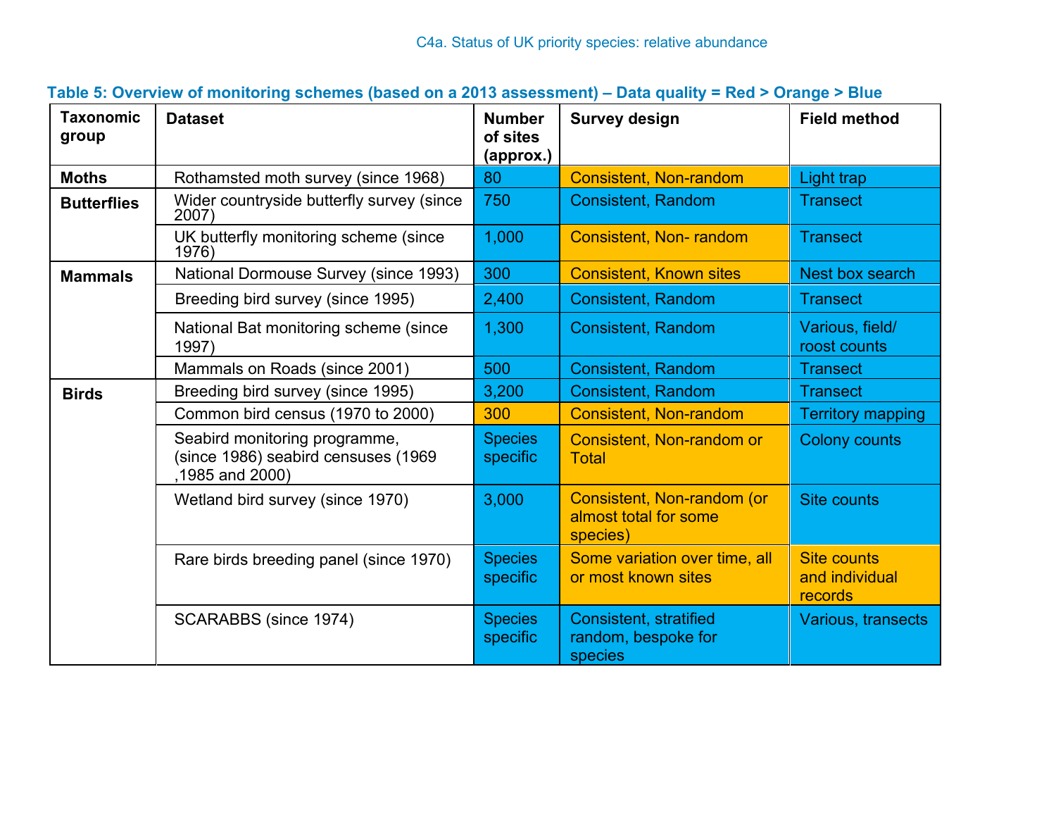C4a. Status of UK priority species: relative abundance

**Table 5: Overview of monitoring schemes (based on a 2013 assessment) – Data quality = Red > Orange > Blue**

| Taxonomic group | Dataset | Number of sites (approx.) | Survey design | Field method |
|---|---|---|---|---|
| **Moths** | Rothamsted moth survey (since 1968) | 80 | Consistent, Non-random | Light trap |
| **Butterflies** | Wider countryside butterfly survey (since 2007) | 750 | Consistent, Random | Transect |
| | UK butterfly monitoring scheme (since 1976) | 1,000 | Consistent, Non- random | Transect |
| **Mammals** | National Dormouse Survey (since 1993) | 300 | Consistent, Known sites | Nest box search |
| | Breeding bird survey (since 1995) | 2,400 | Consistent, Random | Transect |
| | National Bat monitoring scheme (since 1997) | 1,300 | Consistent, Random | Various, field/ roost counts |
| | Mammals on Roads (since 2001) | 500 | Consistent, Random | Transect |
| **Birds** | Breeding bird survey (since 1995) | 3,200 | Consistent, Random | Transect |
| | Common bird census (1970 to 2000) | 300 | Consistent, Non-random | Territory mapping |
| | Seabird monitoring programme, (since 1986) seabird censuses (1969 ,1985 and 2000) | Species specific | Consistent, Non-random or Total | Colony counts |
| | Wetland bird survey (since 1970) | 3,000 | Consistent, Non-random (or almost total for some species) | Site counts |
| | Rare birds breeding panel (since 1970) | Species specific | Some variation over time, all or most known sites | Site counts and individual records |
| | SCARABBS (since 1974) | Species specific | Consistent, stratified random, bespoke for species | Various, transects |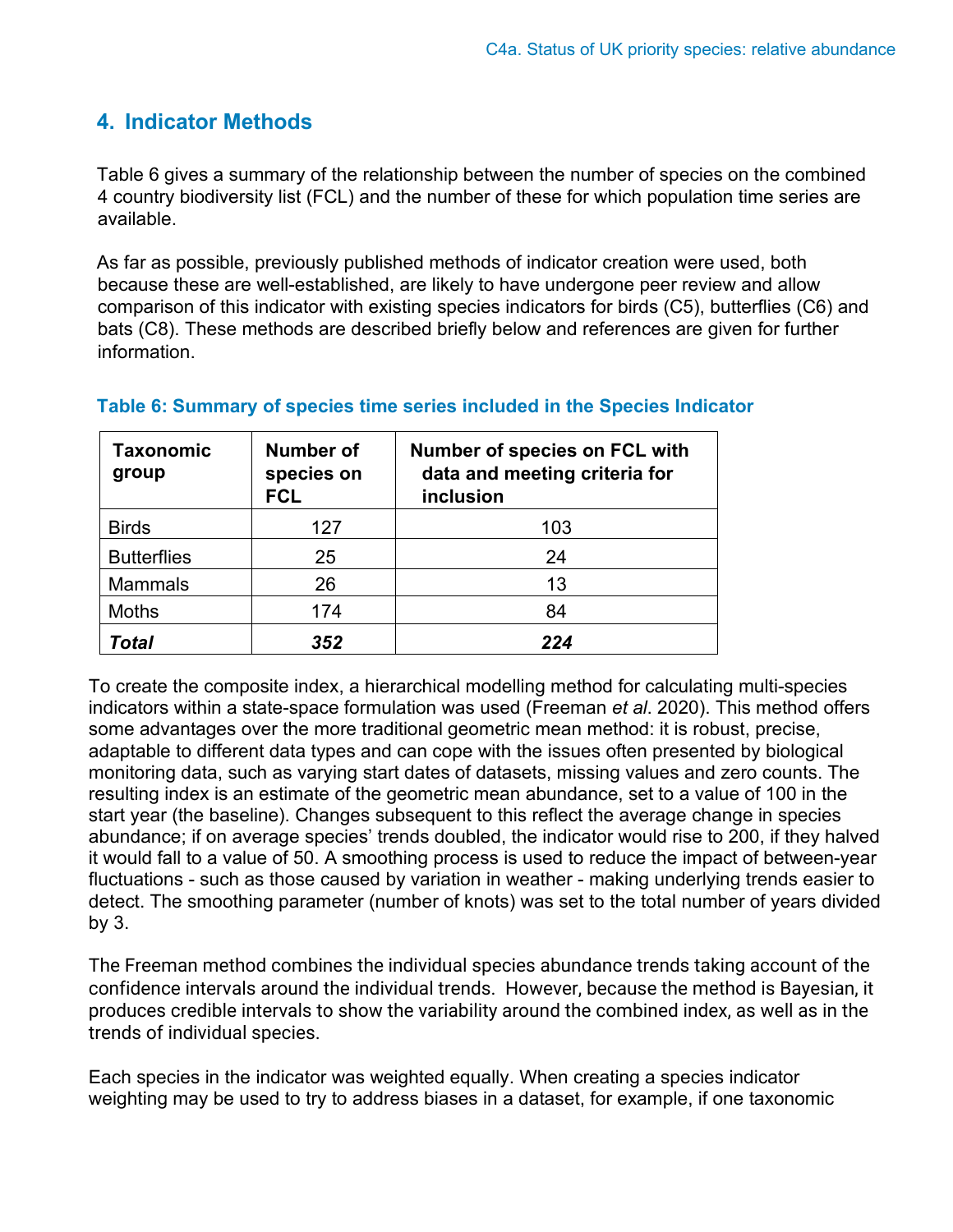## 4. Indicator Methods

Table 6 gives a summary of the relationship between the number of species on the combined 4 country biodiversity list (FCL) and the number of these for which population time series are available.

As far as possible, previously published methods of indicator creation were used, both because these are well-established, are likely to have undergone peer review and allow comparison of this indicator with existing species indicators for birds (C5), butterflies (C6) and bats (C8). These methods are described briefly below and references are given for further information.

**Table 6: Summary of species time series included in the Species Indicator**

| Taxonomic group | Number of species on FCL | Number of species on FCL with data and meeting criteria for inclusion |
|---|---|---|
| Birds | 127 | 103 |
| Butterflies | 25 | 24 |
| Mammals | 26 | 13 |
| Moths | 174 | 84 |
| ***Total*** | ***352*** | ***224*** |

To create the composite index, a hierarchical modelling method for calculating multi-species indicators within a state-space formulation was used (Freeman *et al*. 2020). This method offers some advantages over the more traditional geometric mean method: it is robust, precise, adaptable to different data types and can cope with the issues often presented by biological monitoring data, such as varying start dates of datasets, missing values and zero counts. The resulting index is an estimate of the geometric mean abundance, set to a value of 100 in the start year (the baseline). Changes subsequent to this reflect the average change in species abundance; if on average species' trends doubled, the indicator would rise to 200, if they halved it would fall to a value of 50. A smoothing process is used to reduce the impact of between-year fluctuations - such as those caused by variation in weather - making underlying trends easier to detect. The smoothing parameter (number of knots) was set to the total number of years divided by 3.

The Freeman method combines the individual species abundance trends taking account of the confidence intervals around the individual trends. However, because the method is Bayesian, it produces credible intervals to show the variability around the combined index, as well as in the trends of individual species.

Each species in the indicator was weighted equally. When creating a species indicator weighting may be used to try to address biases in a dataset, for example, if one taxonomic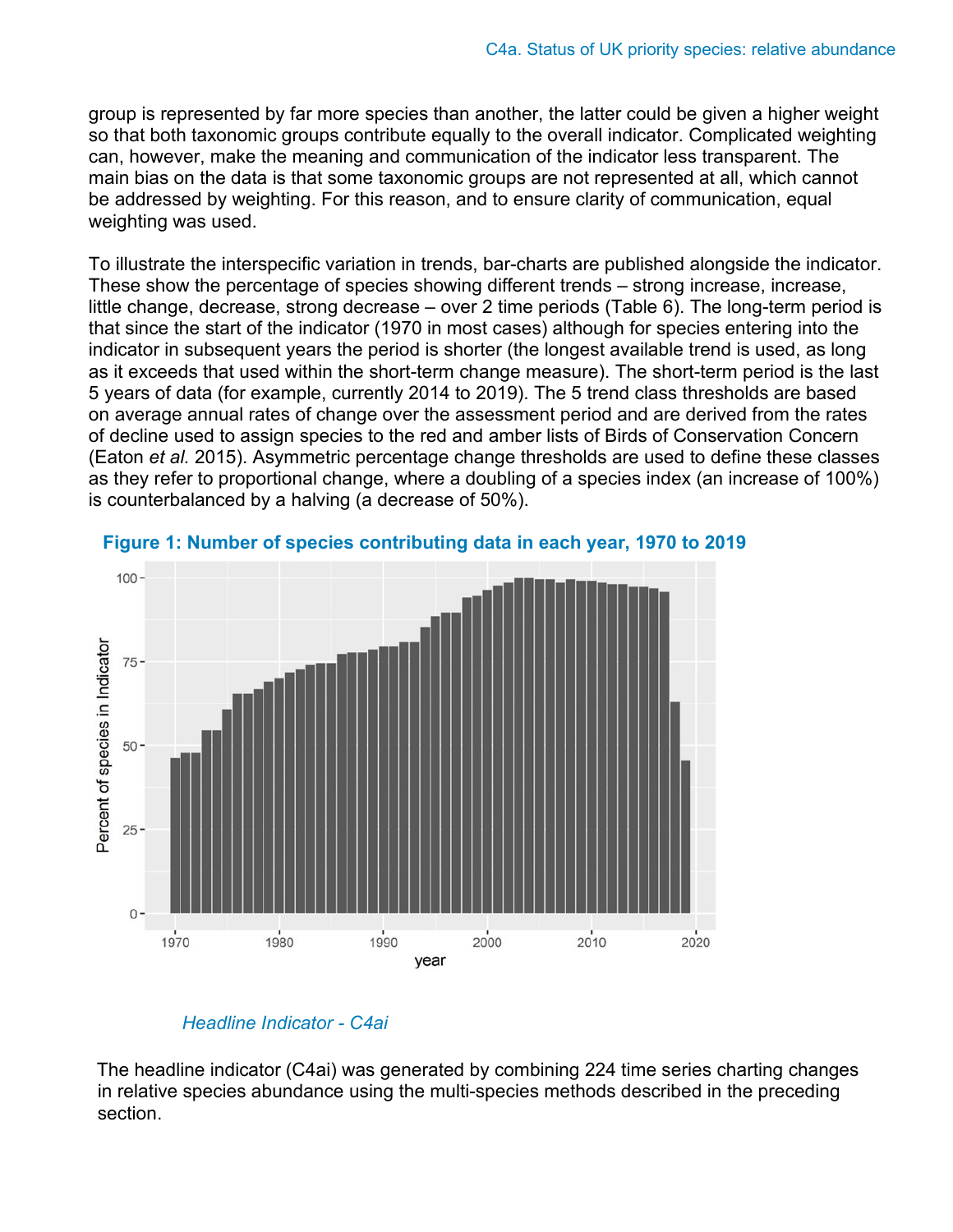group is represented by far more species than another, the latter could be given a higher weight so that both taxonomic groups contribute equally to the overall indicator. Complicated weighting can, however, make the meaning and communication of the indicator less transparent. The main bias on the data is that some taxonomic groups are not represented at all, which cannot be addressed by weighting. For this reason, and to ensure clarity of communication, equal weighting was used.

To illustrate the interspecific variation in trends, bar-charts are published alongside the indicator. These show the percentage of species showing different trends – strong increase, increase, little change, decrease, strong decrease – over 2 time periods (Table 6). The long-term period is that since the start of the indicator (1970 in most cases) although for species entering into the indicator in subsequent years the period is shorter (the longest available trend is used, as long as it exceeds that used within the short-term change measure). The short-term period is the last 5 years of data (for example, currently 2014 to 2019). The 5 trend class thresholds are based on average annual rates of change over the assessment period and are derived from the rates of decline used to assign species to the red and amber lists of Birds of Conservation Concern (Eaton *et al.* 2015). Asymmetric percentage change thresholds are used to define these classes as they refer to proportional change, where a doubling of a species index (an increase of 100%) is counterbalanced by a halving (a decrease of 50%).

**Figure 1: Number of species contributing data in each year, 1970 to 2019**

*Headline Indicator - C4ai*

The headline indicator (C4ai) was generated by combining 224 time series charting changes in relative species abundance using the multi-species methods described in the preceding section.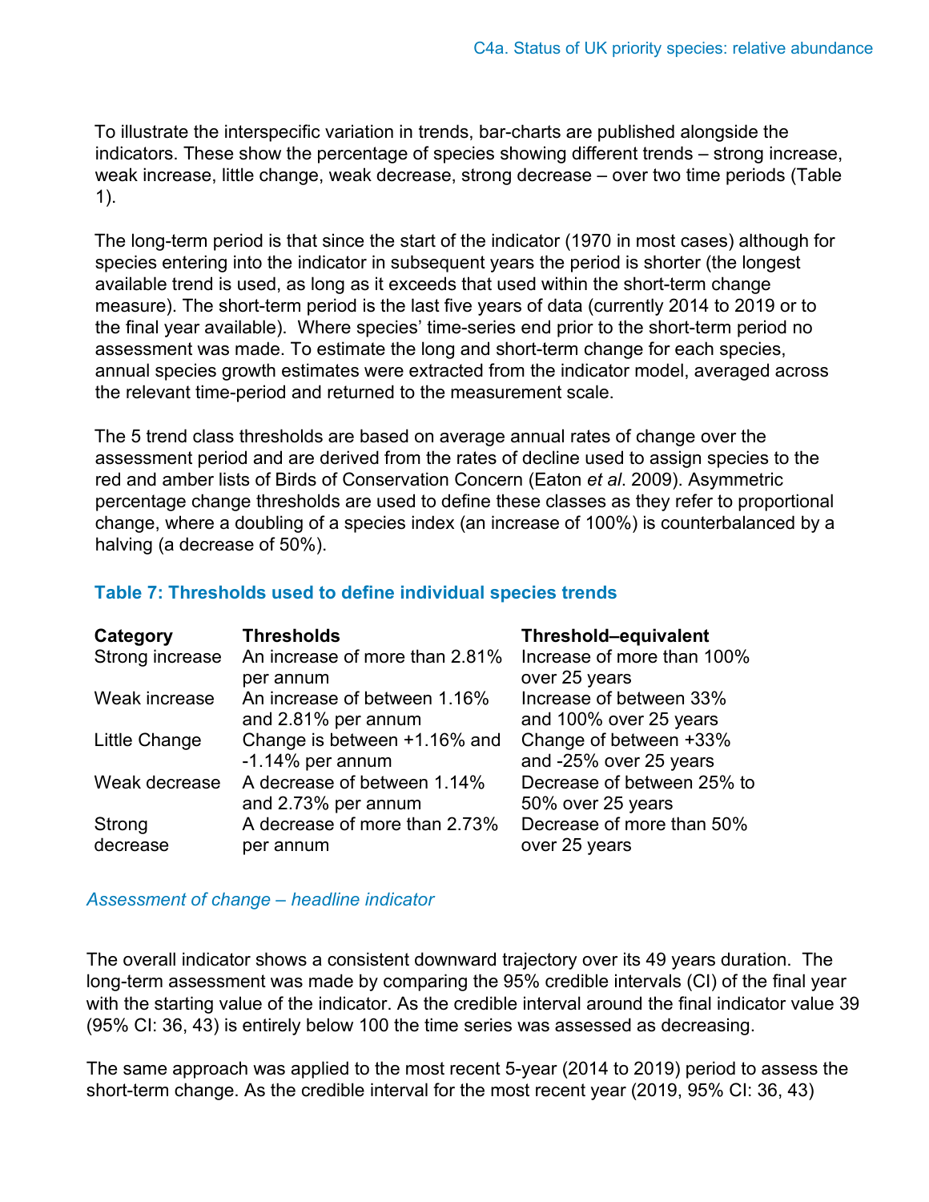To illustrate the interspecific variation in trends, bar-charts are published alongside the indicators. These show the percentage of species showing different trends – strong increase, weak increase, little change, weak decrease, strong decrease – over two time periods (Table 1).

The long-term period is that since the start of the indicator (1970 in most cases) although for species entering into the indicator in subsequent years the period is shorter (the longest available trend is used, as long as it exceeds that used within the short-term change measure). The short-term period is the last five years of data (currently 2014 to 2019 or to the final year available). Where species' time-series end prior to the short-term period no assessment was made. To estimate the long and short-term change for each species, annual species growth estimates were extracted from the indicator model, averaged across the relevant time-period and returned to the measurement scale.

The 5 trend class thresholds are based on average annual rates of change over the assessment period and are derived from the rates of decline used to assign species to the red and amber lists of Birds of Conservation Concern (Eaton *et al*. 2009). Asymmetric percentage change thresholds are used to define these classes as they refer to proportional change, where a doubling of a species index (an increase of 100%) is counterbalanced by a halving (a decrease of 50%).

### Table 7: Thresholds used to define individual species trends

| Category | Thresholds | Threshold–equivalent |
| --- | --- | --- |
| Strong increase | An increase of more than 2.81% per annum | Increase of more than 100% over 25 years |
| Weak increase | An increase of between 1.16% and 2.81% per annum | Increase of between 33% and 100% over 25 years |
| Little Change | Change is between +1.16% and -1.14% per annum | Change of between +33% and -25% over 25 years |
| Weak decrease | A decrease of between 1.14% and 2.73% per annum | Decrease of between 25% to 50% over 25 years |
| Strong decrease | A decrease of more than 2.73% per annum | Decrease of more than 50% over 25 years |

*Assessment of change – headline indicator*

The overall indicator shows a consistent downward trajectory over its 49 years duration. The long-term assessment was made by comparing the 95% credible intervals (CI) of the final year with the starting value of the indicator. As the credible interval around the final indicator value 39 (95% CI: 36, 43) is entirely below 100 the time series was assessed as decreasing.

The same approach was applied to the most recent 5-year (2014 to 2019) period to assess the short-term change. As the credible interval for the most recent year (2019, 95% CI: 36, 43)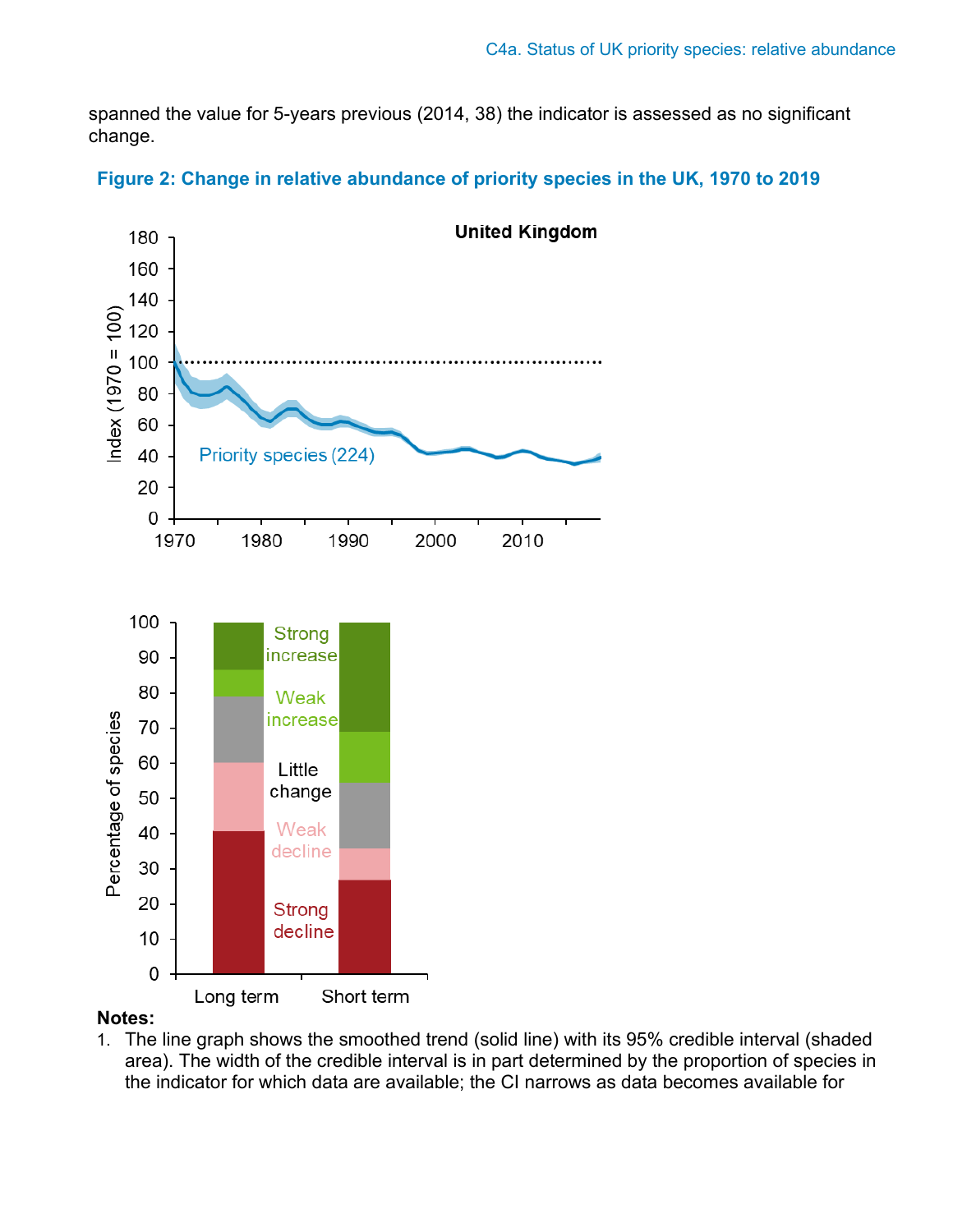spanned the value for 5-years previous (2014, 38) the indicator is assessed as no significant change.

**Figure 2: Change in relative abundance of priority species in the UK, 1970 to 2019**

**Notes:**

1. The line graph shows the smoothed trend (solid line) with its 95% credible interval (shaded area). The width of the credible interval is in part determined by the proportion of species in the indicator for which data are available; the CI narrows as data becomes available for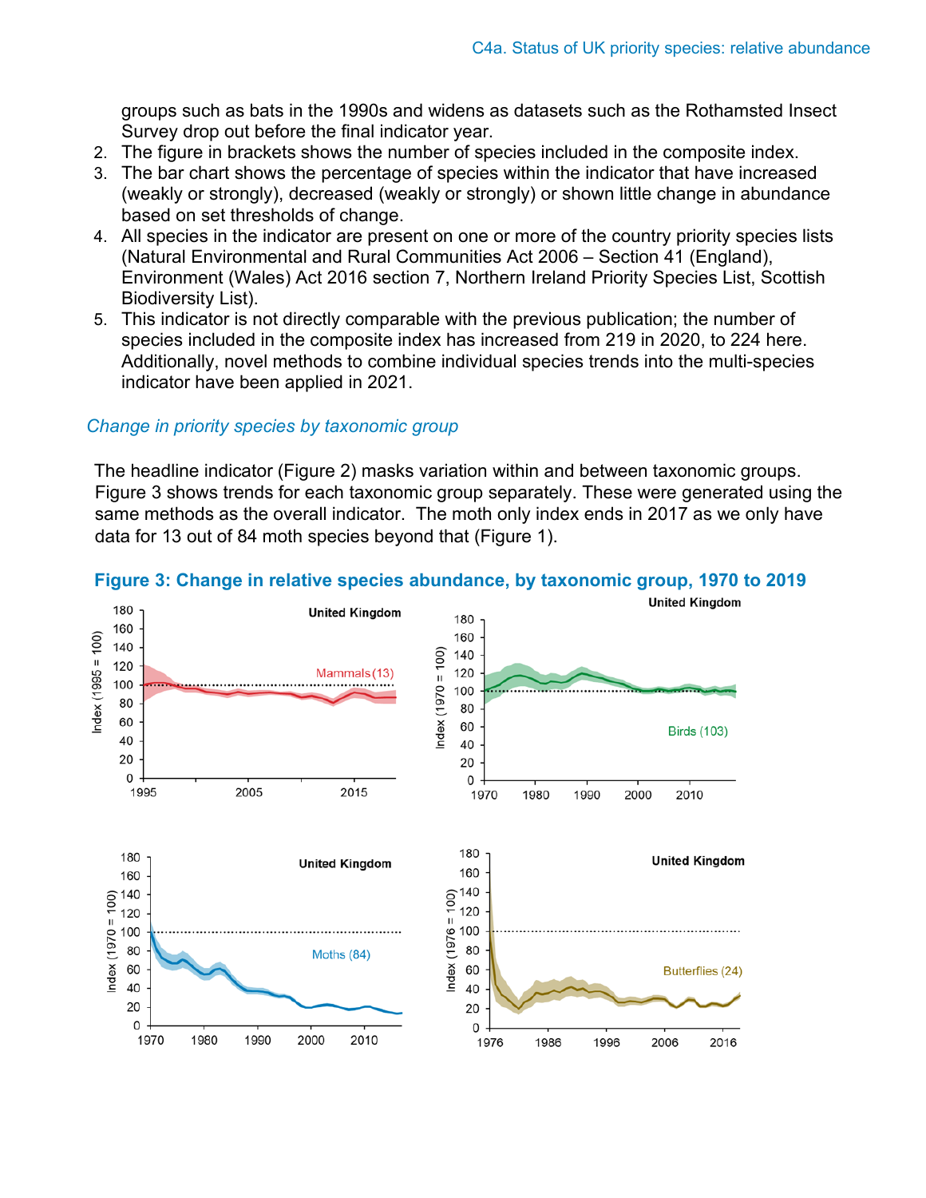groups such as bats in the 1990s and widens as datasets such as the Rothamsted Insect Survey drop out before the final indicator year.

2. The figure in brackets shows the number of species included in the composite index.
3. The bar chart shows the percentage of species within the indicator that have increased (weakly or strongly), decreased (weakly or strongly) or shown little change in abundance based on set thresholds of change.
4. All species in the indicator are present on one or more of the country priority species lists (Natural Environmental and Rural Communities Act 2006 – Section 41 (England), Environment (Wales) Act 2016 section 7, Northern Ireland Priority Species List, Scottish Biodiversity List).
5. This indicator is not directly comparable with the previous publication; the number of species included in the composite index has increased from 219 in 2020, to 224 here. Additionally, novel methods to combine individual species trends into the multi-species indicator have been applied in 2021.

### *Change in priority species by taxonomic group*

The headline indicator (Figure 2) masks variation within and between taxonomic groups. Figure 3 shows trends for each taxonomic group separately. These were generated using the same methods as the overall indicator. The moth only index ends in 2017 as we only have data for 13 out of 84 moth species beyond that (Figure 1).

**Figure 3: Change in relative species abundance, by taxonomic group, 1970 to 2019**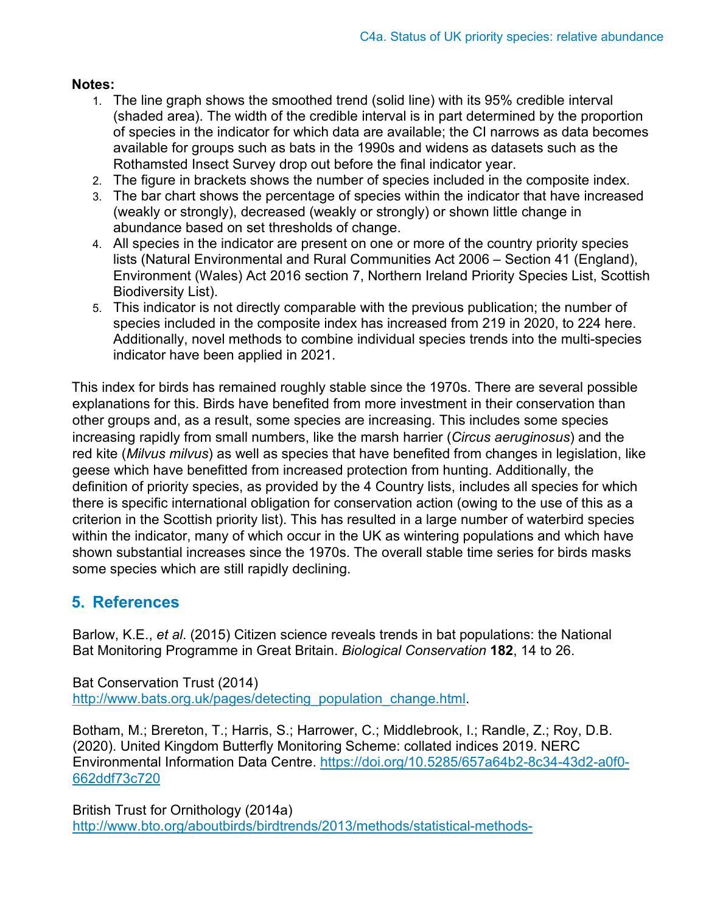**Notes:**

1. The line graph shows the smoothed trend (solid line) with its 95% credible interval (shaded area). The width of the credible interval is in part determined by the proportion of species in the indicator for which data are available; the CI narrows as data becomes available for groups such as bats in the 1990s and widens as datasets such as the Rothamsted Insect Survey drop out before the final indicator year.
2. The figure in brackets shows the number of species included in the composite index.
3. The bar chart shows the percentage of species within the indicator that have increased (weakly or strongly), decreased (weakly or strongly) or shown little change in abundance based on set thresholds of change.
4. All species in the indicator are present on one or more of the country priority species lists (Natural Environmental and Rural Communities Act 2006 – Section 41 (England), Environment (Wales) Act 2016 section 7, Northern Ireland Priority Species List, Scottish Biodiversity List).
5. This indicator is not directly comparable with the previous publication; the number of species included in the composite index has increased from 219 in 2020, to 224 here. Additionally, novel methods to combine individual species trends into the multi-species indicator have been applied in 2021.

This index for birds has remained roughly stable since the 1970s. There are several possible explanations for this. Birds have benefited from more investment in their conservation than other groups and, as a result, some species are increasing. This includes some species increasing rapidly from small numbers, like the marsh harrier (*Circus aeruginosus*) and the red kite (*Milvus milvus*) as well as species that have benefited from changes in legislation, like geese which have benefitted from increased protection from hunting. Additionally, the definition of priority species, as provided by the 4 Country lists, includes all species for which there is specific international obligation for conservation action (owing to the use of this as a criterion in the Scottish priority list). This has resulted in a large number of waterbird species within the indicator, many of which occur in the UK as wintering populations and which have shown substantial increases since the 1970s. The overall stable time series for birds masks some species which are still rapidly declining.

## 5. References

Barlow, K.E., *et al*. (2015) Citizen science reveals trends in bat populations: the National Bat Monitoring Programme in Great Britain. *Biological Conservation* **182**, 14 to 26.

Bat Conservation Trust (2014) http://www.bats.org.uk/pages/detecting_population_change.html.

Botham, M.; Brereton, T.; Harris, S.; Harrower, C.; Middlebrook, I.; Randle, Z.; Roy, D.B. (2020). United Kingdom Butterfly Monitoring Scheme: collated indices 2019. NERC Environmental Information Data Centre. https://doi.org/10.5285/657a64b2-8c34-43d2-a0f0-662ddf73c720

British Trust for Ornithology (2014a) http://www.bto.org/aboutbirds/birdtrends/2013/methods/statistical-methods-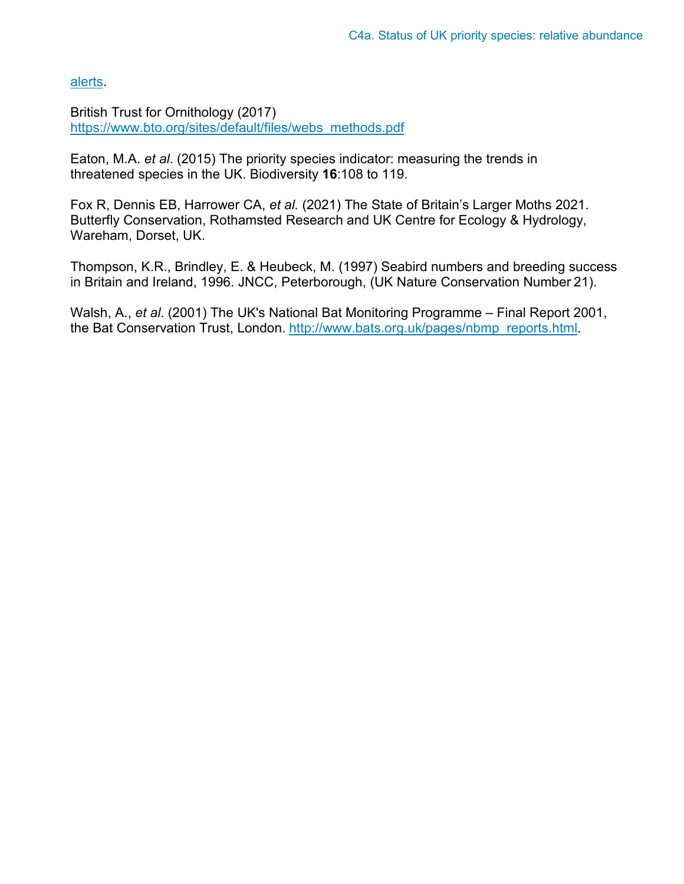alerts.

British Trust for Ornithology (2017) https://www.bto.org/sites/default/files/webs_methods.pdf

Eaton, M.A. *et al*. (2015) The priority species indicator: measuring the trends in threatened species in the UK. Biodiversity **16**:108 to 119.

Fox R, Dennis EB, Harrower CA, *et al.* (2021) The State of Britain's Larger Moths 2021. Butterfly Conservation, Rothamsted Research and UK Centre for Ecology & Hydrology, Wareham, Dorset, UK.

Thompson, K.R., Brindley, E. & Heubeck, M. (1997) Seabird numbers and breeding success in Britain and Ireland, 1996. JNCC, Peterborough, (UK Nature Conservation Number 21).

Walsh, A., *et al*. (2001) The UK's National Bat Monitoring Programme – Final Report 2001, the Bat Conservation Trust, London. http://www.bats.org.uk/pages/nbmp_reports.html.